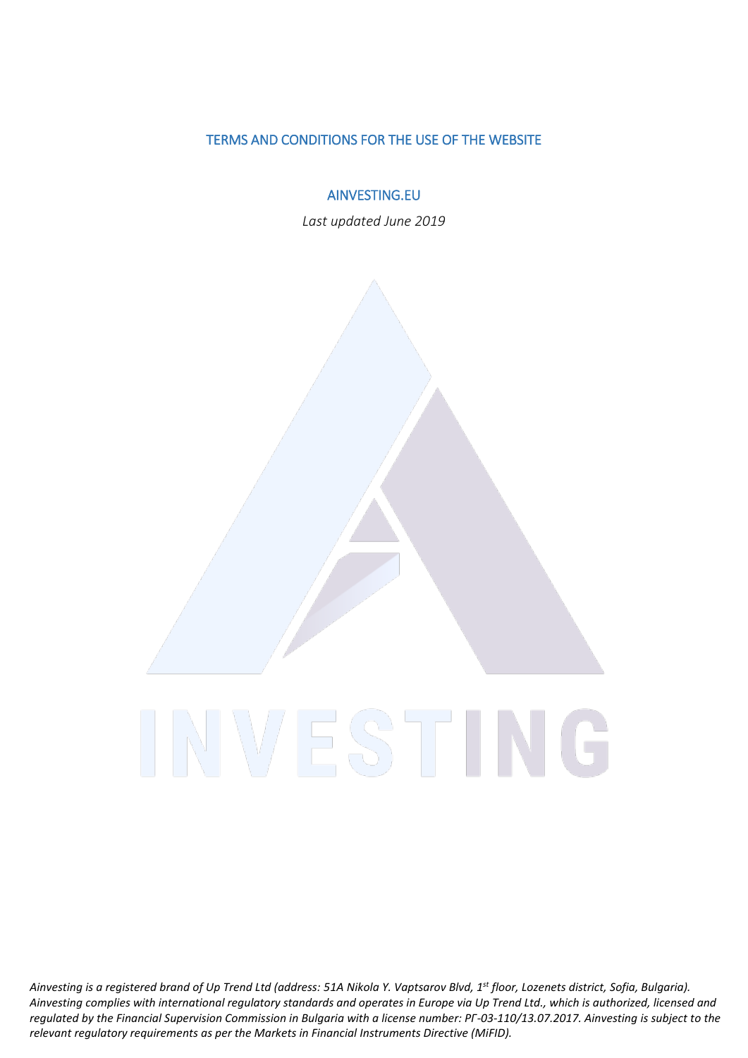# TERMS AND CONDITIONS FOR THE USE OF THE WEBSITE

## AINVESTING.EU

*Last updated June 2019*

*Ainvesting is a registered brand of Up Trend Ltd (address: 51A Nikola Y. Vaptsarov Blvd, 1st floor, Lozenets district, Sofia, Bulgaria). Ainvesting complies with international regulatory standards and operates in Europe via Up Trend Ltd., which is authorized, licensed and regulated by the Financial Supervision Commission in Bulgaria with a license number: РГ-03-110/13.07.2017. Ainvesting is subject to the relevant regulatory requirements as per the Markets in Financial Instruments Directive (MiFID).*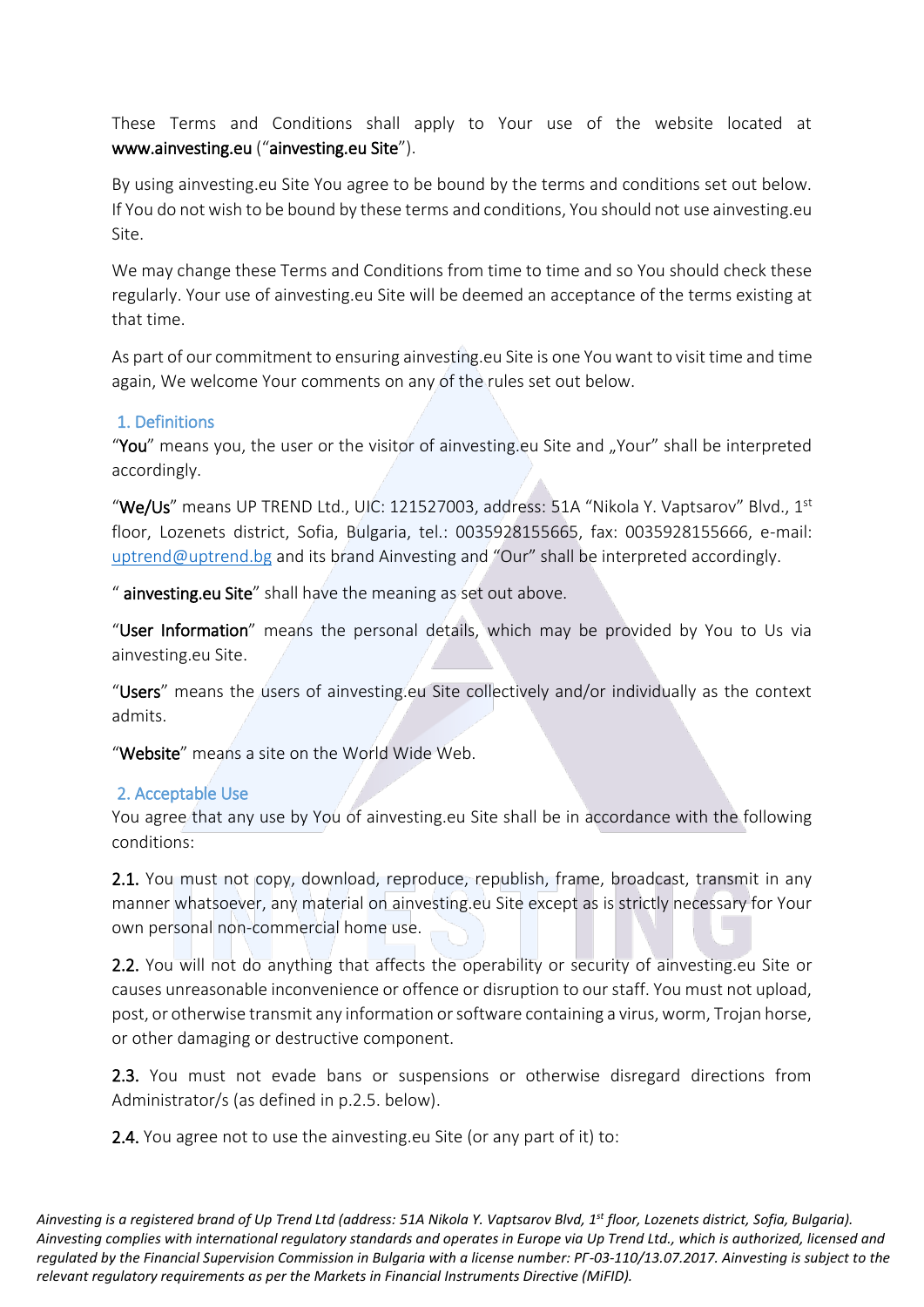These Terms and Conditions shall apply to Your use of the website located at **www.ainvesting.eu** ("**ainvesting.eu Site**").

By using ainvesting.eu Site You agree to be bound by the terms and conditions set out below. If You do not wish to be bound by these terms and conditions, You should not use ainvesting.eu Site.

We may change these Terms and Conditions from time to time and so You should check these regularly. Your use of ainvesting.eu Site will be deemed an acceptance of the terms existing at that time.

As part of our commitment to ensuring ainvesting.eu Site is one You want to visit time and time again, We welcome Your comments on any of the rules set out below.

## 1. Definitions

"**You**" means you, the user or the visitor of ainvesting.eu Site and „Your" shall be interpreted accordingly.

"**We/Us**" means UP TREND Ltd., UIC: 121527003, address: 51A "Nikola Y. Vaptsarov" Blvd., 1st floor, Lozenets district, Sofia, Bulgaria, tel.: 0035928155665, fax: 0035928155666, e-mail: uptrend@uptrend.bg and its brand Ainvesting and "Our" shall be interpreted accordingly.

" **ainvesting.eu Site**" shall have the meaning as set out above.

"**User Information**" means the personal details, which may be provided by You to Us via ainvesting.eu Site.

"**Users**" means the users of ainvesting.eu Site collectively and/or individually as the context admits.

"**Website**" means a site on the World Wide Web.

## 2. Acceptable Use

You agree that any use by You of ainvesting.eu Site shall be in accordance with the following conditions:

**2.1.** You must not copy, download, reproduce, republish, frame, broadcast, transmit in any manner whatsoever, any material on ainvesting.eu Site except as is strictly necessary for Your own personal non-commercial home use.

**2.2.** You will not do anything that affects the operability or security of ainvesting.eu Site or causes unreasonable inconvenience or offence or disruption to our staff. You must not upload, post, or otherwise transmit any information or software containing a virus, worm, Trojan horse, or other damaging or destructive component.

**2.3.** You must not evade bans or suspensions or otherwise disregard directions from Administrator/s (as defined in p.2.5. below).

**2.4.** You agree not to use the ainvesting.eu Site (or any part of it) to: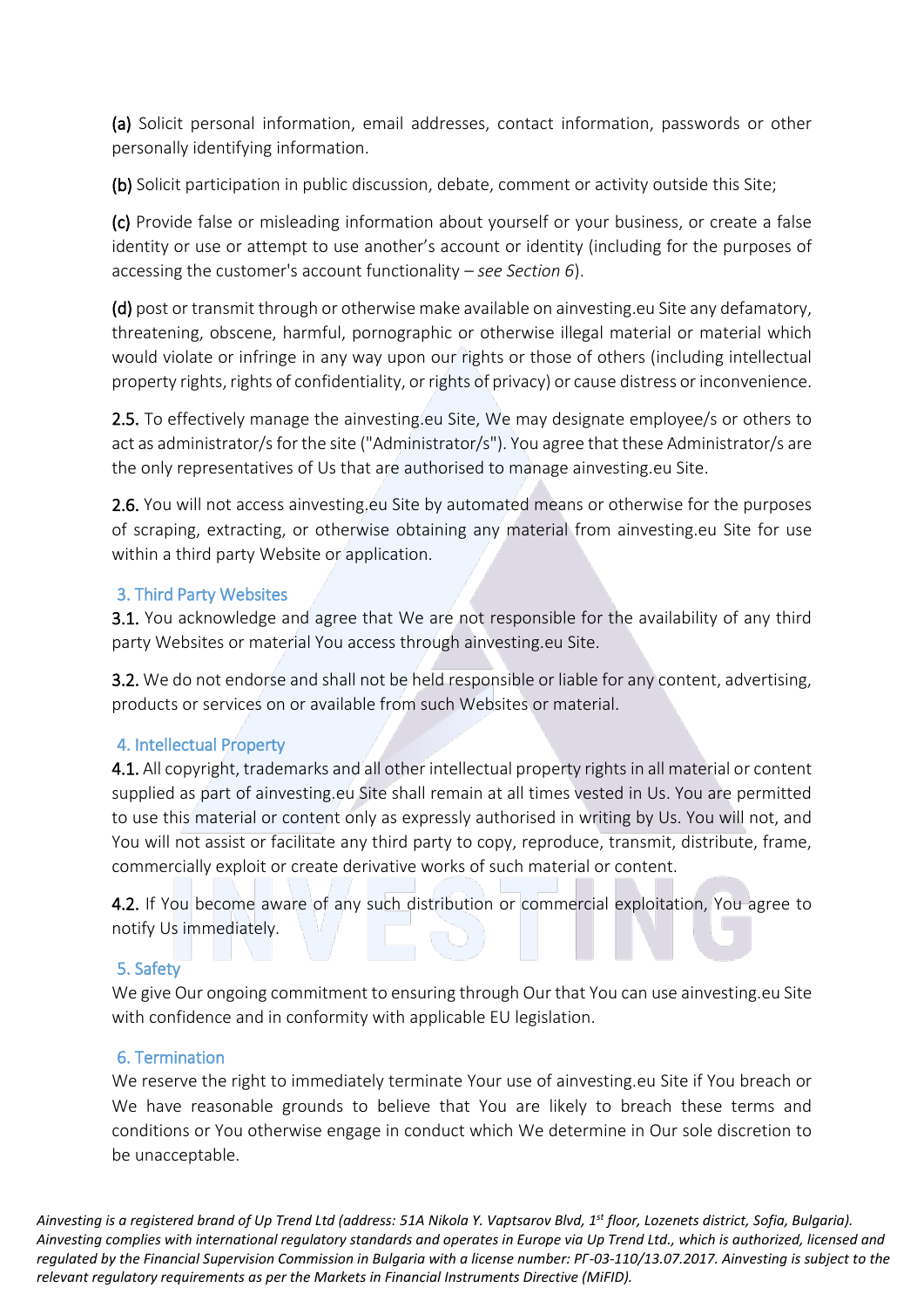**(a)** Solicit personal information, email addresses, contact information, passwords or other personally identifying information.

**(b)** Solicit participation in public discussion, debate, comment or activity outside this Site;

**(c)** Provide false or misleading information about yourself or your business, or create a false identity or use or attempt to use another's account or identity (including for the purposes of accessing the customer's account functionality – *see Section 6*).

**(d)** post or transmit through or otherwise make available on ainvesting.eu Site any defamatory, threatening, obscene, harmful, pornographic or otherwise illegal material or material which would violate or infringe in any way upon our rights or those of others (including intellectual property rights, rights of confidentiality, or rights of privacy) or cause distress or inconvenience.

**2.5.** To effectively manage the ainvesting.eu Site, We may designate employee/s or others to act as administrator/s for the site ("Administrator/s"). You agree that these Administrator/s are the only representatives of Us that are authorised to manage ainvesting.eu Site.

**2.6.** You will not access ainvesting.eu Site by automated means or otherwise for the purposes of scraping, extracting, or otherwise obtaining any material from ainvesting.eu Site for use within a third party Website or application.

## 3. Third Party Websites

**3.1.** You acknowledge and agree that We are not responsible for the availability of any third party Websites or material You access through ainvesting.eu Site.

**3.2.** We do not endorse and shall not be held responsible or liable for any content, advertising, products or services on or available from such Websites or material.

## 4. Intellectual Property

**4.1.** All copyright, trademarks and all other intellectual property rights in all material or content supplied as part of ainvesting.eu Site shall remain at all times vested in Us. You are permitted to use this material or content only as expressly authorised in writing by Us. You will not, and You will not assist or facilitate any third party to copy, reproduce, transmit, distribute, frame, commercially exploit or create derivative works of such material or content.

**4.2.** If You become aware of any such distribution or commercial exploitation, You agree to notify Us immediately.

## 5. Safety

We give Our ongoing commitment to ensuring through Our that You can use ainvesting.eu Site with confidence and in conformity with applicable EU legislation.

## 6. Termination

We reserve the right to immediately terminate Your use of ainvesting.eu Site if You breach or We have reasonable grounds to believe that You are likely to breach these terms and conditions or You otherwise engage in conduct which We determine in Our sole discretion to be unacceptable.

*Ainvesting is a registered brand of Up Trend Ltd (address: 51A Nikola Y. Vaptsarov Blvd, 1st floor, Lozenets district, Sofia, Bulgaria). Ainvesting complies with international regulatory standards and operates in Europe via Up Trend Ltd., which is authorized, licensed and regulated by the Financial Supervision Commission in Bulgaria with a license number: РГ-03-110/13.07.2017. Ainvesting is subject to the relevant regulatory requirements as per the Markets in Financial Instruments Directive (MiFID).*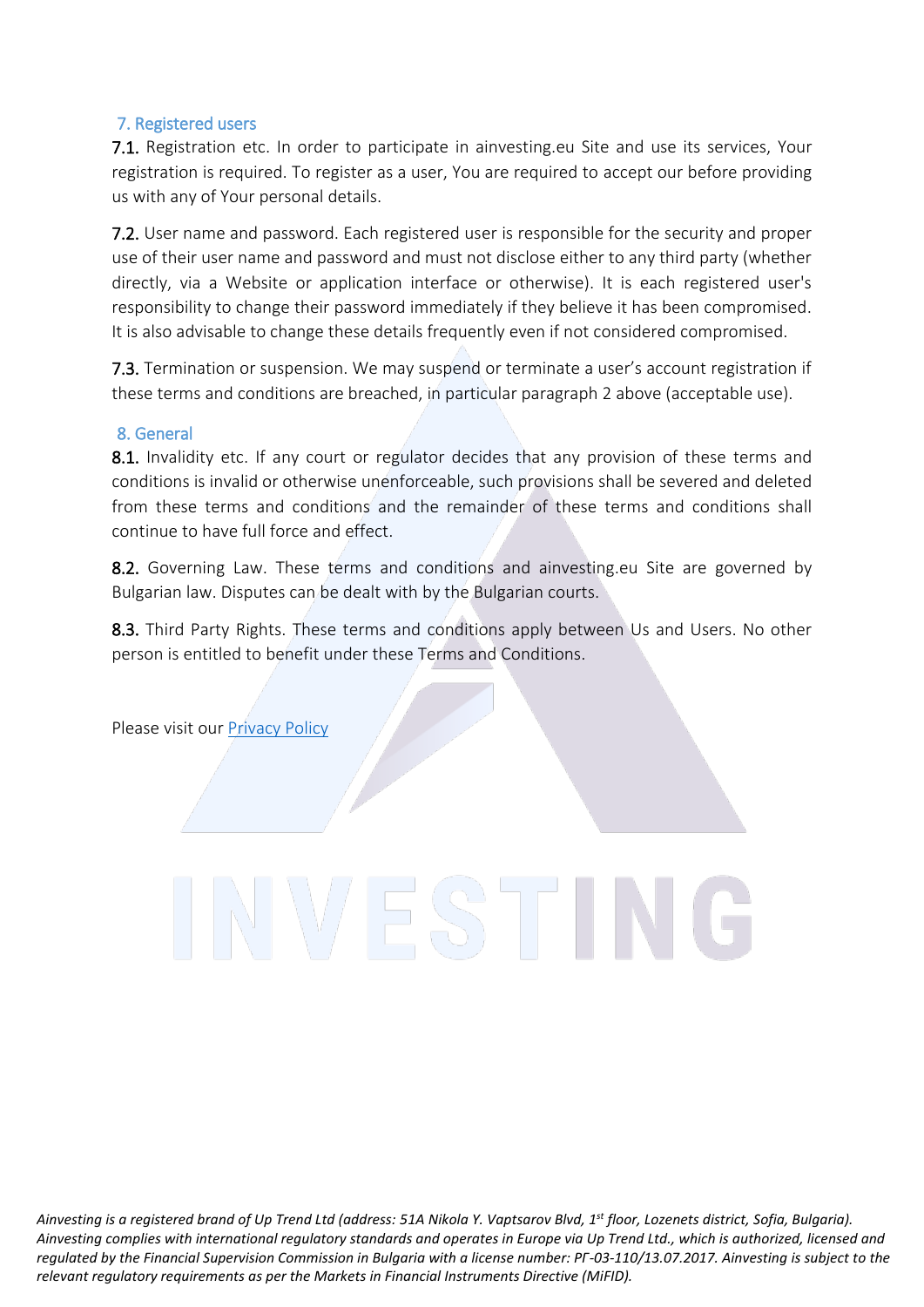## 7. Registered users

**7.1.** Registration etc. In order to participate in ainvesting.eu Site and use its services, Your registration is required. To register as a user, You are required to accept our before providing us with any of Your personal details.

**7.2.** User name and password. Each registered user is responsible for the security and proper use of their user name and password and must not disclose either to any third party (whether directly, via a Website or application interface or otherwise). It is each registered user's responsibility to change their password immediately if they believe it has been compromised. It is also advisable to change these details frequently even if not considered compromised.

**7.3.** Termination or suspension. We may suspend or terminate a user's account registration if these terms and conditions are breached, in particular paragraph 2 above (acceptable use).

## 8. General

**8.1.** Invalidity etc. If any court or regulator decides that any provision of these terms and conditions is invalid or otherwise unenforceable, such provisions shall be severed and deleted from these terms and conditions and the remainder of these terms and conditions shall continue to have full force and effect.

**8.2.** Governing Law. These terms and conditions and ainvesting.eu Site are governed by Bulgarian law. Disputes can be dealt with by the Bulgarian courts.

**8.3.** Third Party Rights. These terms and conditions apply between Us and Users. No other person is entitled to benefit under these Terms and Conditions.

Please visit our Privacy Policy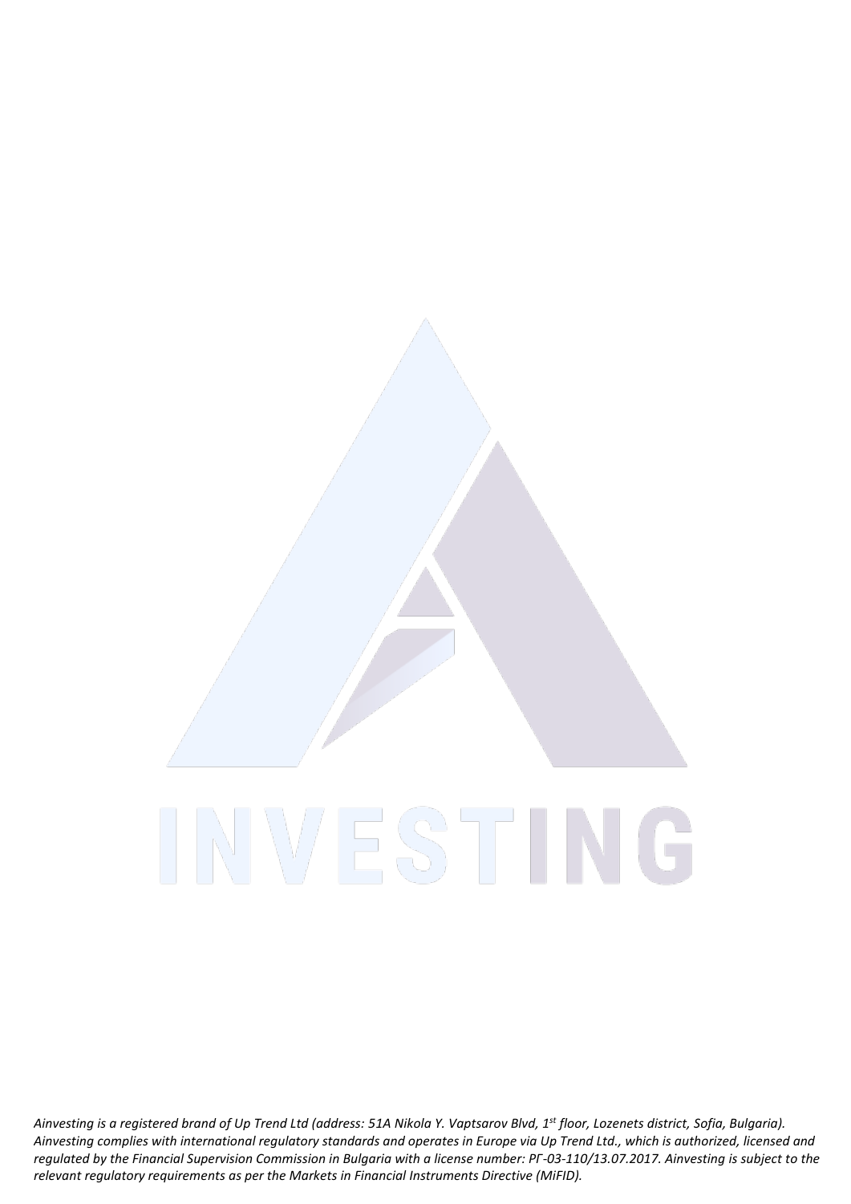INVESTING

*Ainvesting is a registered brand of Up Trend Ltd (address: 51A Nikola Y. Vaptsarov Blvd, 1st floor, Lozenets district, Sofia, Bulgaria). Ainvesting complies with international regulatory standards and operates in Europe via Up Trend Ltd., which is authorized, licensed and regulated by the Financial Supervision Commission in Bulgaria with a license number: РГ-03-110/13.07.2017. Ainvesting is subject to the relevant regulatory requirements as per the Markets in Financial Instruments Directive (MiFID).*